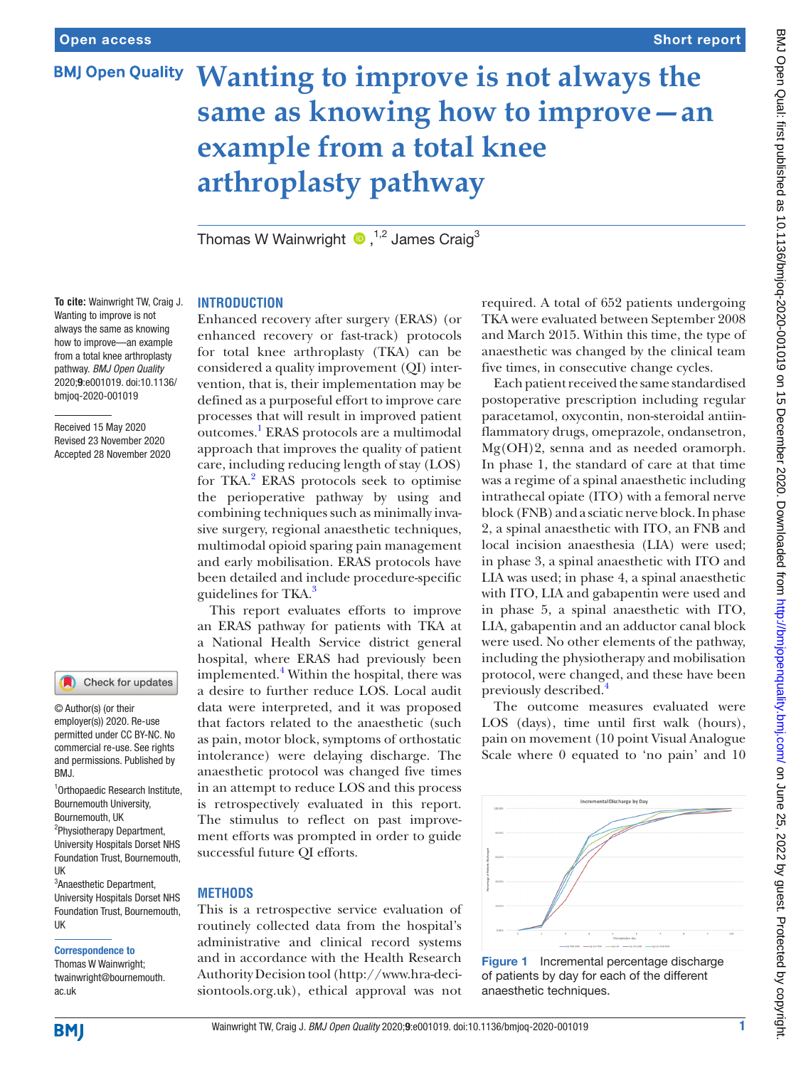# Wanting to improve is not always the same as knowing how to improve—an example from a total knee arthroplasty pathway

Thomas W Wainwright [1,2] James Craig [3]

**To cite:** Wainwright TW, Craig J. Wanting to improve is not always the same as knowing how to improve—an example from a total knee arthroplasty pathway. *BMJ Open Quality* 2020;**9**:e001019. doi:10.1136/bmjoq-2020-001019

Received 15 May 2020
Revised 23 November 2020
Accepted 28 November 2020

© Author(s) (or their employer(s)) 2020. Re-use permitted under CC BY-NC. No commercial re-use. See rights and permissions. Published by BMJ.

[1]Orthopaedic Research Institute, Bournemouth University, Bournemouth, UK
[2]Physiotherapy Department, University Hospitals Dorset NHS Foundation Trust, Bournemouth, UK
[3]Anaesthetic Department, University Hospitals Dorset NHS Foundation Trust, Bournemouth, UK

**Correspondence to**
Thomas W Wainwright; twainwright@bournemouth.ac.uk

## INTRODUCTION

Enhanced recovery after surgery (ERAS) (or enhanced recovery or fast-track) protocols for total knee arthroplasty (TKA) can be considered a quality improvement (QI) intervention, that is, their implementation may be defined as a purposeful effort to improve care processes that will result in improved patient outcomes.[1] ERAS protocols are a multimodal approach that improves the quality of patient care, including reducing length of stay (LOS) for TKA.[2] ERAS protocols seek to optimise the perioperative pathway by using and combining techniques such as minimally invasive surgery, regional anaesthetic techniques, multimodal opioid sparing pain management and early mobilisation. ERAS protocols have been detailed and include procedure-specific guidelines for TKA.[3]

This report evaluates efforts to improve an ERAS pathway for patients with TKA at a National Health Service district general hospital, where ERAS had previously been implemented.[4] Within the hospital, there was a desire to further reduce LOS. Local audit data were interpreted, and it was proposed that factors related to the anaesthetic (such as pain, motor block, symptoms of orthostatic intolerance) were delaying discharge. The anaesthetic protocol was changed five times in an attempt to reduce LOS and this process is retrospectively evaluated in this report. The stimulus to reflect on past improvement efforts was prompted in order to guide successful future QI efforts.

## METHODS

This is a retrospective service evaluation of routinely collected data from the hospital's administrative and clinical record systems and in accordance with the Health Research Authority Decision tool (http://www.hra-decisiontools.org.uk), ethical approval was not required. A total of 652 patients undergoing TKA were evaluated between September 2008 and March 2015. Within this time, the type of anaesthetic was changed by the clinical team five times, in consecutive change cycles.

Each patient received the same standardised postoperative prescription including regular paracetamol, oxycontin, non-steroidal antiinflammatory drugs, omeprazole, ondansetron, $Mg(OH)_2$, senna and as needed oramorph. In phase 1, the standard of care at that time was a regime of a spinal anaesthetic including intrathecal opiate (ITO) with a femoral nerve block (FNB) and a sciatic nerve block. In phase 2, a spinal anaesthetic with ITO, an FNB and local incision anaesthesia (LIA) were used; in phase 3, a spinal anaesthetic with ITO and LIA was used; in phase 4, a spinal anaesthetic with ITO, LIA and gabapentin were used and in phase 5, a spinal anaesthetic with ITO, LIA, gabapentin and an adductor canal block were used. No other elements of the pathway, including the physiotherapy and mobilisation protocol, were changed, and these have been previously described.[4]

The outcome measures evaluated were LOS (days), time until first walk (hours), pain on movement (10 point Visual Analogue Scale where 0 equated to 'no pain' and 10

**Figure 1** Incremental percentage discharge of patients by day for each of the different anaesthetic techniques.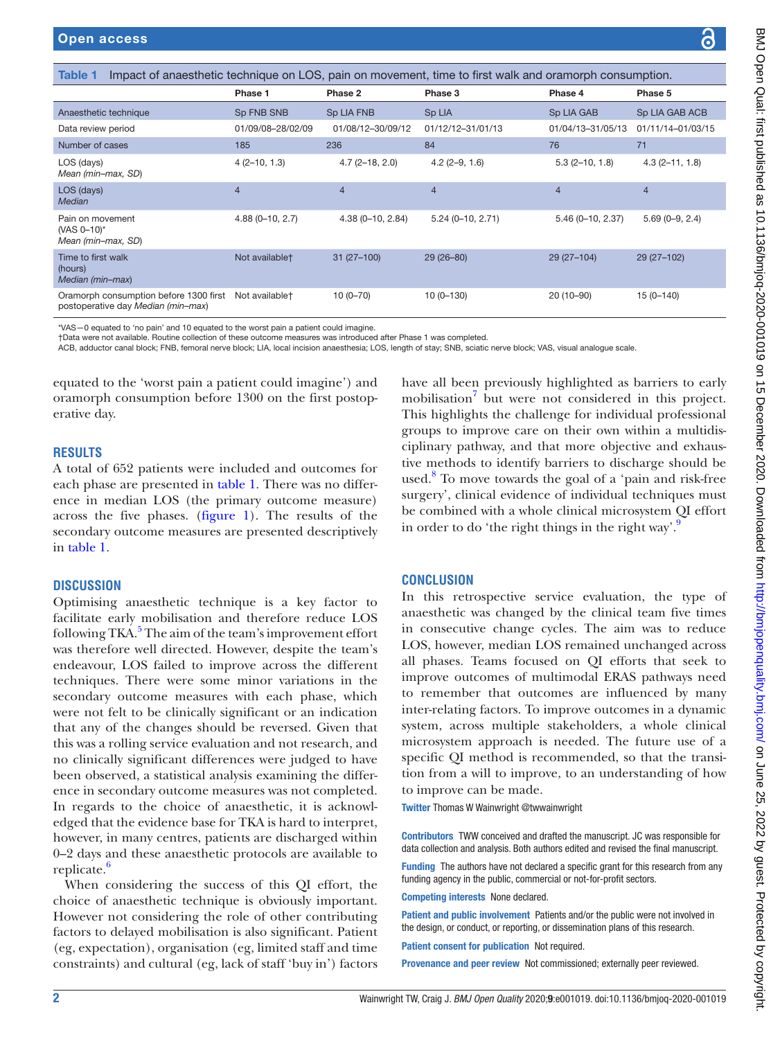Table 1 Impact of anaesthetic technique on LOS, pain on movement, time to first walk and oramorph consumption.

| | Phase 1 | Phase 2 | Phase 3 | Phase 4 | Phase 5 |
|---|---|---|---|---|---|
| Anaesthetic technique | Sp FNB SNB | Sp LIA FNB | Sp LIA | Sp LIA GAB | Sp LIA GAB ACB |
| Data review period | 01/09/08–28/02/09 | 01/08/12–30/09/12 | 01/12/12–31/01/13 | 01/04/13–31/05/13 | 01/11/14–01/03/15 |
| Number of cases | 185 | 236 | 84 | 76 | 71 |
| LOS (days) *Mean (min–max, SD)* | 4 (2–10, 1.3) | 4.7 (2–18, 2.0) | 4.2 (2–9, 1.6) | 5.3 (2–10, 1.8) | 4.3 (2–11, 1.8) |
| LOS (days) *Median* | 4 | 4 | 4 | 4 | 4 |
| Pain on movement (VAS 0–10)* *Mean (min–max, SD)* | 4.88 (0–10, 2.7) | 4.38 (0–10, 2.84) | 5.24 (0–10, 2.71) | 5.46 (0–10, 2.37) | 5.69 (0–9, 2.4) |
| Time to first walk (hours) *Median (min–max)* | Not available† | 31 (27–100) | 29 (26–80) | 29 (27–104) | 29 (27–102) |
| Oramorph consumption before 1300 first postoperative day *Median (min–max)* | Not available† | 10 (0–70) | 10 (0–130) | 20 (10–90) | 15 (0–140) |

*VAS—0 equated to 'no pain' and 10 equated to the worst pain a patient could imagine.
†Data were not available. Routine collection of these outcome measures was introduced after Phase 1 was completed.
ACB, adductor canal block; FNB, femoral nerve block; LIA, local incision anaesthesia; LOS, length of stay; SNB, sciatic nerve block; VAS, visual analogue scale.

equated to the 'worst pain a patient could imagine') and oramorph consumption before 1300 on the first postoperative day.

## RESULTS

A total of 652 patients were included and outcomes for each phase are presented in table 1. There was no difference in median LOS (the primary outcome measure) across the five phases. (figure 1). The results of the secondary outcome measures are presented descriptively in table 1.

## DISCUSSION

Optimising anaesthetic technique is a key factor to facilitate early mobilisation and therefore reduce LOS following TKA.[5] The aim of the team's improvement effort was therefore well directed. However, despite the team's endeavour, LOS failed to improve across the different techniques. There were some minor variations in the secondary outcome measures with each phase, which were not felt to be clinically significant or an indication that any of the changes should be reversed. Given that this was a rolling service evaluation and not research, and no clinically significant differences were judged to have been observed, a statistical analysis examining the difference in secondary outcome measures was not completed. In regards to the choice of anaesthetic, it is acknowledged that the evidence base for TKA is hard to interpret, however, in many centres, patients are discharged within 0–2 days and these anaesthetic protocols are available to replicate.[6]

When considering the success of this QI effort, the choice of anaesthetic technique is obviously important. However not considering the role of other contributing factors to delayed mobilisation is also significant. Patient (eg, expectation), organisation (eg, limited staff and time constraints) and cultural (eg, lack of staff 'buy in') factors have all been previously highlighted as barriers to early mobilisation[7] but were not considered in this project. This highlights the challenge for individual professional groups to improve care on their own within a multidisciplinary pathway, and that more objective and exhaustive methods to identify barriers to discharge should be used.[8] To move towards the goal of a 'pain and risk-free surgery', clinical evidence of individual techniques must be combined with a whole clinical microsystem QI effort in order to do 'the right things in the right way'.[9]

## CONCLUSION

In this retrospective service evaluation, the type of anaesthetic was changed by the clinical team five times in consecutive change cycles. The aim was to reduce LOS, however, median LOS remained unchanged across all phases. Teams focused on QI efforts that seek to improve outcomes of multimodal ERAS pathways need to remember that outcomes are influenced by many inter-relating factors. To improve outcomes in a dynamic system, across multiple stakeholders, a whole clinical microsystem approach is needed. The future use of a specific QI method is recommended, so that the transition from a will to improve, to an understanding of how to improve can be made.

**Twitter** Thomas W Wainwright @twwainwright

**Contributors** TWW conceived and drafted the manuscript. JC was responsible for data collection and analysis. Both authors edited and revised the final manuscript.

**Funding** The authors have not declared a specific grant for this research from any funding agency in the public, commercial or not-for-profit sectors.

**Competing interests** None declared.

**Patient and public involvement** Patients and/or the public were not involved in the design, or conduct, or reporting, or dissemination plans of this research.

**Patient consent for publication** Not required.

**Provenance and peer review** Not commissioned; externally peer reviewed.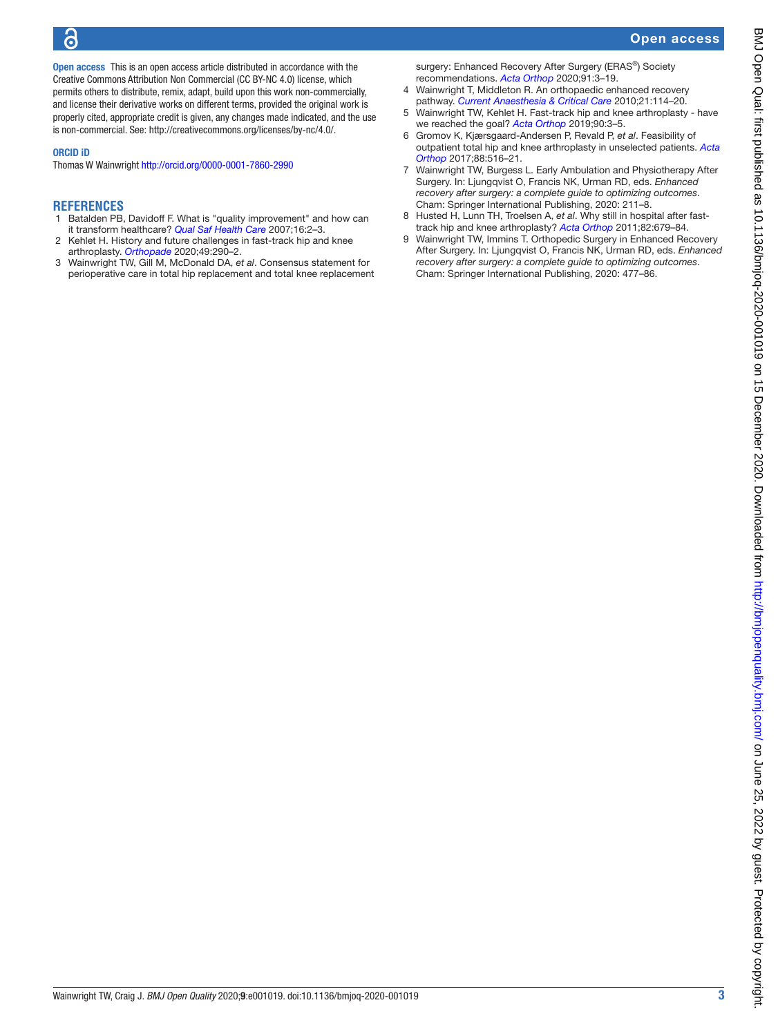**Open access** This is an open access article distributed in accordance with the Creative Commons Attribution Non Commercial (CC BY-NC 4.0) license, which permits others to distribute, remix, adapt, build upon this work non-commercially, and license their derivative works on different terms, provided the original work is properly cited, appropriate credit is given, any changes made indicated, and the use is non-commercial. See: http://creativecommons.org/licenses/by-nc/4.0/.

### ORCID iD

Thomas W Wainwright http://orcid.org/0000-0001-7860-2990

## REFERENCES

1. Batalden PB, Davidoff F. What is "quality improvement" and how can it transform healthcare? *Qual Saf Health Care* 2007;16:2–3.
2. Kehlet H. History and future challenges in fast-track hip and knee arthroplasty. *Orthopade* 2020;49:290–2.
3. Wainwright TW, Gill M, McDonald DA, *et al*. Consensus statement for perioperative care in total hip replacement and total knee replacement surgery: Enhanced Recovery After Surgery (ERAS®) Society recommendations. *Acta Orthop* 2020;91:3–19.
4. Wainwright T, Middleton R. An orthopaedic enhanced recovery pathway. *Current Anaesthesia & Critical Care* 2010;21:114–20.
5. Wainwright TW, Kehlet H. Fast-track hip and knee arthroplasty - have we reached the goal? *Acta Orthop* 2019;90:3–5.
6. Gromov K, Kjærsgaard-Andersen P, Revald P, *et al*. Feasibility of outpatient total hip and knee arthroplasty in unselected patients. *Acta Orthop* 2017;88:516–21.
7. Wainwright TW, Burgess L. Early Ambulation and Physiotherapy After Surgery. In: Ljungqvist O, Francis NK, Urman RD, eds. *Enhanced recovery after surgery: a complete guide to optimizing outcomes*. Cham: Springer International Publishing, 2020: 211–8.
8. Husted H, Lunn TH, Troelsen A, *et al*. Why still in hospital after fast-track hip and knee arthroplasty? *Acta Orthop* 2011;82:679–84.
9. Wainwright TW, Immins T. Orthopedic Surgery in Enhanced Recovery After Surgery. In: Ljungqvist O, Francis NK, Urman RD, eds. *Enhanced recovery after surgery: a complete guide to optimizing outcomes*. Cham: Springer International Publishing, 2020: 477–86.